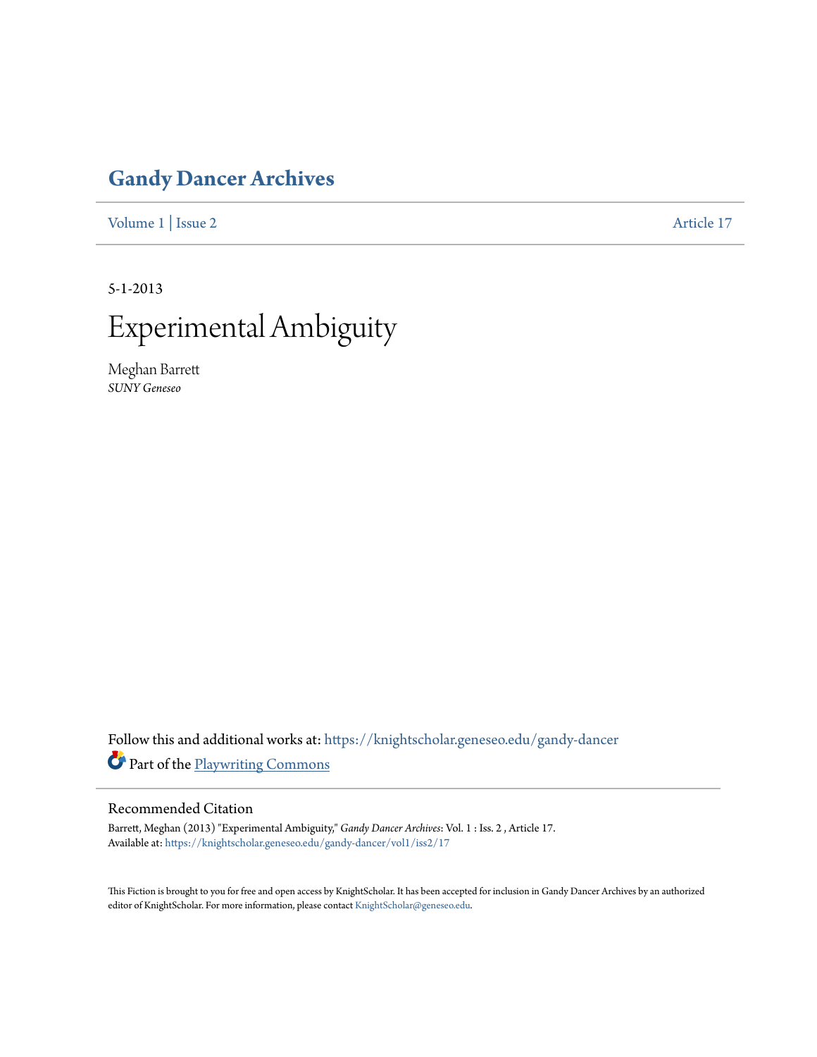# Gandy Dancer Archives

Volume 1 | Issue 2 Article 17

5-1-2013

# Experimental Ambiguity

Meghan Barrett
*SUNY Geneseo*

Follow this and additional works at: https://knightscholar.geneseo.edu/gandy-dancer

Part of the Playwriting Commons

## Recommended Citation

Barrett, Meghan (2013) "Experimental Ambiguity," *Gandy Dancer Archives*: Vol. 1 : Iss. 2 , Article 17.
Available at: https://knightscholar.geneseo.edu/gandy-dancer/vol1/iss2/17

This Fiction is brought to you for free and open access by KnightScholar. It has been accepted for inclusion in Gandy Dancer Archives by an authorized editor of KnightScholar. For more information, please contact KnightScholar@geneseo.edu.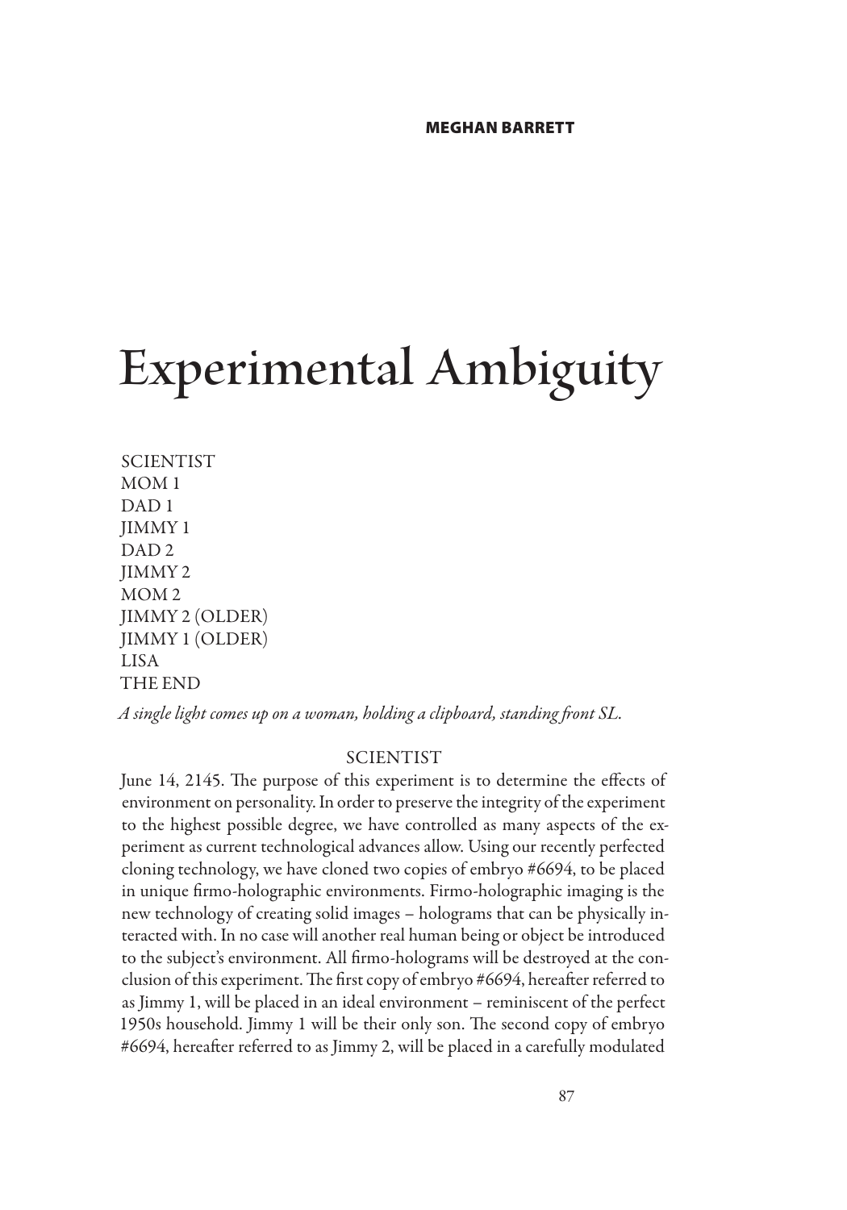**MEGHAN BARRETT**

# Experimental Ambiguity

SCIENTIST  
MOM 1  
DAD 1  
JIMMY 1  
DAD 2  
JIMMY 2  
MOM 2  
JIMMY 2 (OLDER)  
JIMMY 1 (OLDER)  
LISA  
THE END

*A single light comes up on a woman, holding a clipboard, standing front SL.*

SCIENTIST

June 14, 2145. The purpose of this experiment is to determine the effects of environment on personality. In order to preserve the integrity of the experiment to the highest possible degree, we have controlled as many aspects of the experiment as current technological advances allow. Using our recently perfected cloning technology, we have cloned two copies of embryo #6694, to be placed in unique firmo-holographic environments. Firmo-holographic imaging is the new technology of creating solid images – holograms that can be physically interacted with. In no case will another real human being or object be introduced to the subject's environment. All firmo-holograms will be destroyed at the conclusion of this experiment. The first copy of embryo #6694, hereafter referred to as Jimmy 1, will be placed in an ideal environment – reminiscent of the perfect 1950s household. Jimmy 1 will be their only son. The second copy of embryo #6694, hereafter referred to as Jimmy 2, will be placed in a carefully modulated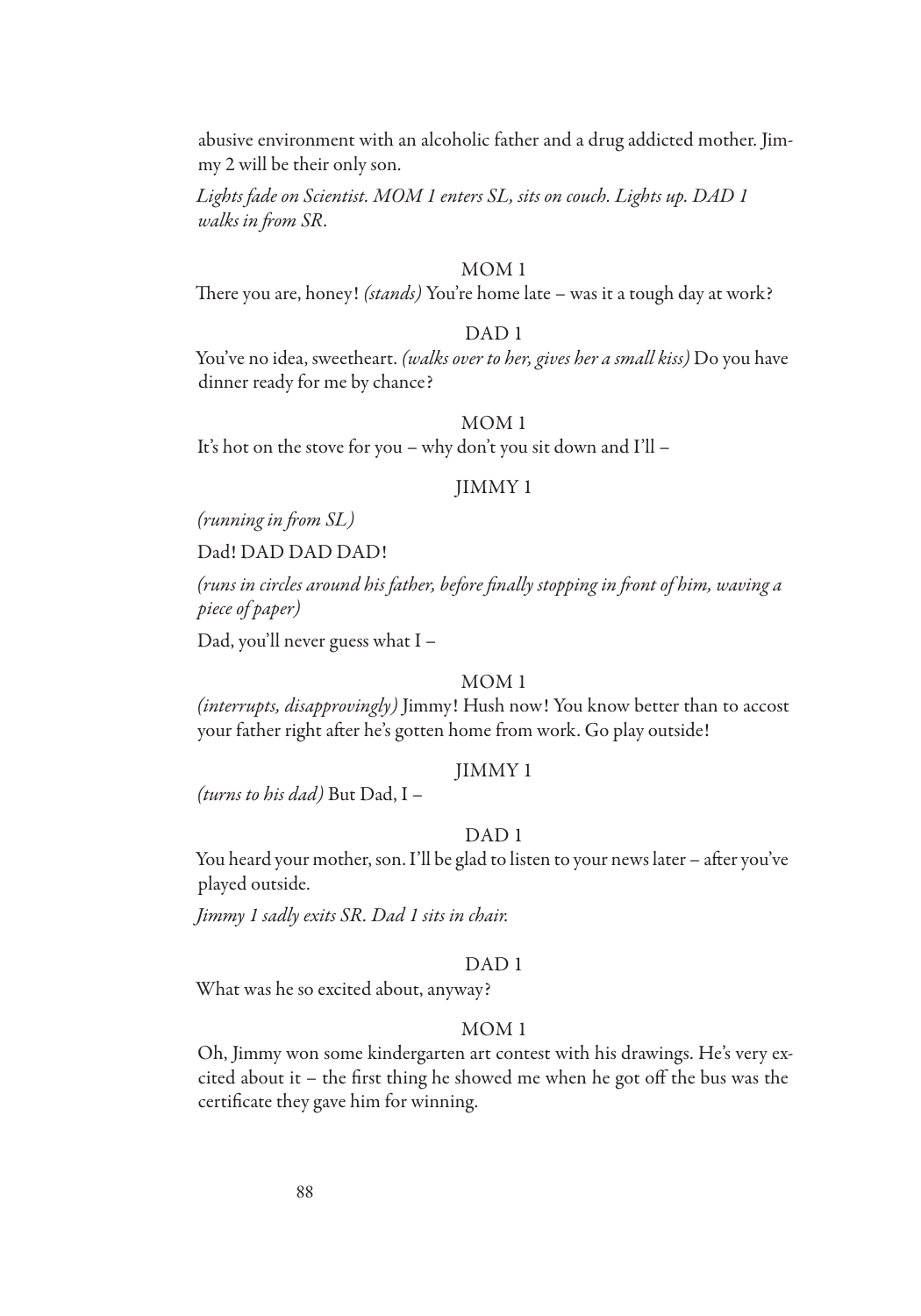abusive environment with an alcoholic father and a drug addicted mother. Jimmy 2 will be their only son.

*Lights fade on Scientist. MOM 1 enters SL, sits on couch. Lights up. DAD 1 walks in from SR.*

MOM 1

There you are, honey! *(stands)* You're home late – was it a tough day at work?

DAD 1

You've no idea, sweetheart. *(walks over to her, gives her a small kiss)* Do you have dinner ready for me by chance?

MOM 1

It's hot on the stove for you – why don't you sit down and I'll –

JIMMY 1

*(running in from SL)*

Dad! DAD DAD DAD!

*(runs in circles around his father, before finally stopping in front of him, waving a piece of paper)*

Dad, you'll never guess what I –

MOM 1

*(interrupts, disapprovingly)* Jimmy! Hush now! You know better than to accost your father right after he's gotten home from work. Go play outside!

JIMMY 1

*(turns to his dad)* But Dad, I –

DAD 1

You heard your mother, son. I'll be glad to listen to your news later – after you've played outside.

*Jimmy 1 sadly exits SR. Dad 1 sits in chair.*

DAD 1

What was he so excited about, anyway?

MOM 1

Oh, Jimmy won some kindergarten art contest with his drawings. He's very excited about it – the first thing he showed me when he got off the bus was the certificate they gave him for winning.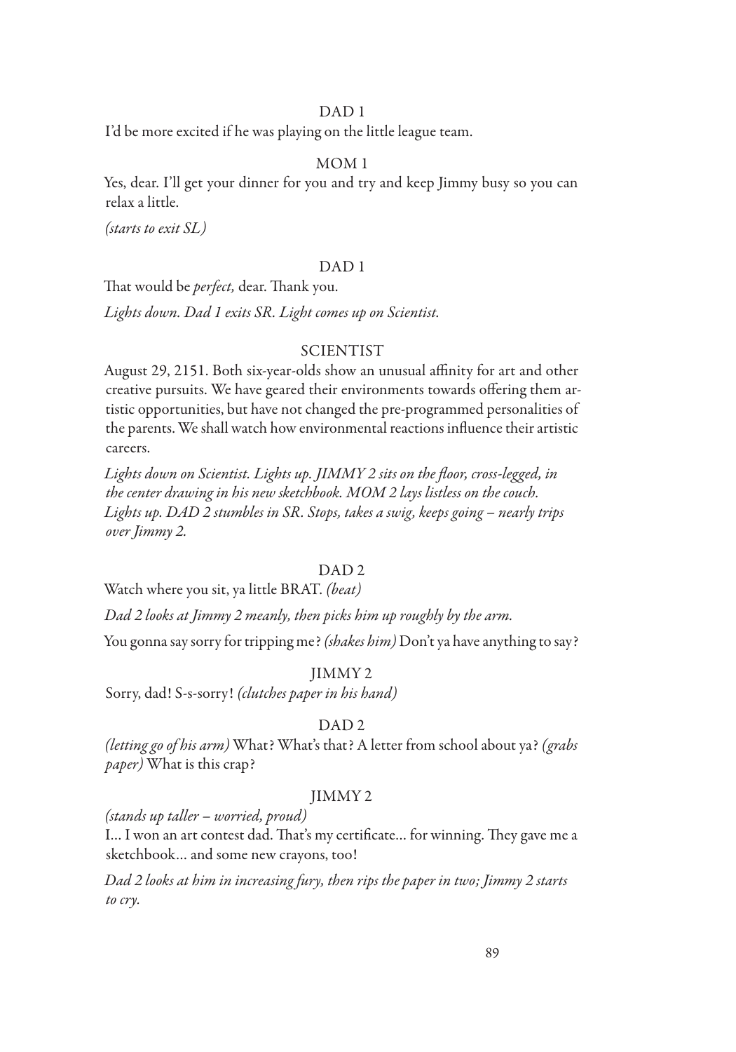DAD 1

I'd be more excited if he was playing on the little league team.

MOM 1

Yes, dear. I'll get your dinner for you and try and keep Jimmy busy so you can relax a little.

*(starts to exit SL)*

DAD 1

That would be *perfect,* dear. Thank you.

*Lights down. Dad 1 exits SR. Light comes up on Scientist.*

SCIENTIST

August 29, 2151. Both six-year-olds show an unusual affinity for art and other creative pursuits. We have geared their environments towards offering them artistic opportunities, but have not changed the pre-programmed personalities of the parents. We shall watch how environmental reactions influence their artistic careers.

*Lights down on Scientist. Lights up. JIMMY 2 sits on the floor, cross-legged, in the center drawing in his new sketchbook. MOM 2 lays listless on the couch. Lights up. DAD 2 stumbles in SR. Stops, takes a swig, keeps going – nearly trips over Jimmy 2.*

DAD 2

Watch where you sit, ya little BRAT. *(beat)*

*Dad 2 looks at Jimmy 2 meanly, then picks him up roughly by the arm.*

You gonna say sorry for tripping me? *(shakes him)* Don't ya have anything to say?

JIMMY 2

Sorry, dad! S-s-sorry! *(clutches paper in his hand)*

DAD 2

*(letting go of his arm)* What? What's that? A letter from school about ya? *(grabs paper)* What is this crap?

JIMMY 2

*(stands up taller – worried, proud)*

I… I won an art contest dad. That's my certificate… for winning. They gave me a sketchbook… and some new crayons, too!

*Dad 2 looks at him in increasing fury, then rips the paper in two; Jimmy 2 starts to cry.*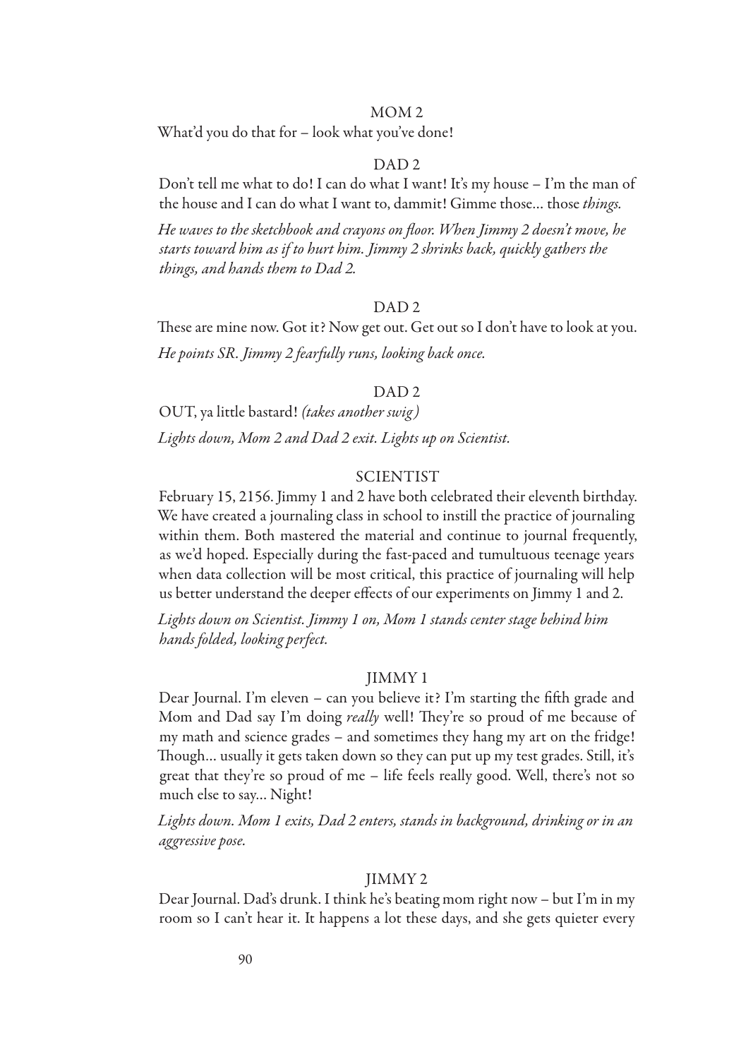MOM 2

What'd you do that for – look what you've done!

DAD 2

Don't tell me what to do! I can do what I want! It's my house – I'm the man of the house and I can do what I want to, dammit! Gimme those... those *things.*

*He waves to the sketchbook and crayons on floor. When Jimmy 2 doesn't move, he starts toward him as if to hurt him. Jimmy 2 shrinks back, quickly gathers the things, and hands them to Dad 2.*

DAD 2

These are mine now. Got it? Now get out. Get out so I don't have to look at you.

*He points SR. Jimmy 2 fearfully runs, looking back once.*

DAD 2

OUT, ya little bastard! *(takes another swig)*

*Lights down, Mom 2 and Dad 2 exit. Lights up on Scientist.*

SCIENTIST

February 15, 2156. Jimmy 1 and 2 have both celebrated their eleventh birthday. We have created a journaling class in school to instill the practice of journaling within them. Both mastered the material and continue to journal frequently, as we'd hoped. Especially during the fast-paced and tumultuous teenage years when data collection will be most critical, this practice of journaling will help us better understand the deeper effects of our experiments on Jimmy 1 and 2.

*Lights down on Scientist. Jimmy 1 on, Mom 1 stands center stage behind him hands folded, looking perfect.*

JIMMY 1

Dear Journal. I'm eleven – can you believe it? I'm starting the fifth grade and Mom and Dad say I'm doing *really* well! They're so proud of me because of my math and science grades – and sometimes they hang my art on the fridge! Though... usually it gets taken down so they can put up my test grades. Still, it's great that they're so proud of me – life feels really good. Well, there's not so much else to say... Night!

*Lights down. Mom 1 exits, Dad 2 enters, stands in background, drinking or in an aggressive pose.*

JIMMY 2

Dear Journal. Dad's drunk. I think he's beating mom right now – but I'm in my room so I can't hear it. It happens a lot these days, and she gets quieter every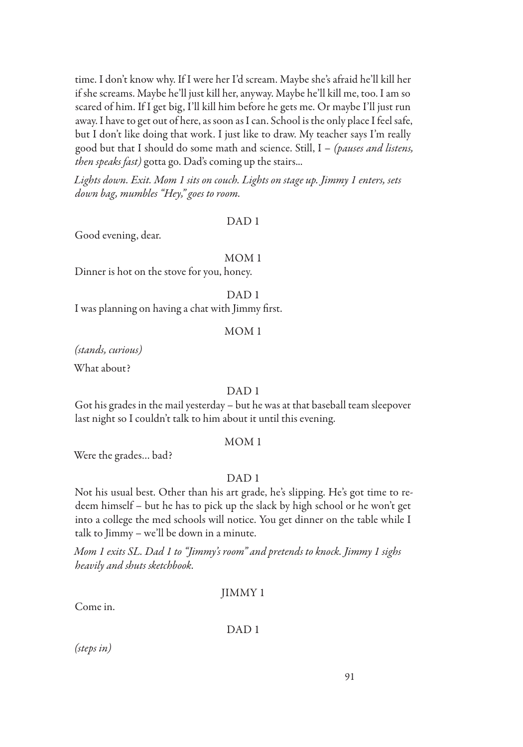time. I don't know why. If I were her I'd scream. Maybe she's afraid he'll kill her if she screams. Maybe he'll just kill her, anyway. Maybe he'll kill me, too. I am so scared of him. If I get big, I'll kill him before he gets me. Or maybe I'll just run away. I have to get out of here, as soon as I can. School is the only place I feel safe, but I don't like doing that work. I just like to draw. My teacher says I'm really good but that I should do some math and science. Still, I – *(pauses and listens, then speaks fast)* gotta go. Dad's coming up the stairs...

*Lights down. Exit. Mom 1 sits on couch. Lights on stage up. Jimmy 1 enters, sets down bag, mumbles "Hey," goes to room.*

DAD 1

Good evening, dear.

MOM 1

Dinner is hot on the stove for you, honey.

DAD 1

I was planning on having a chat with Jimmy first.

MOM 1

*(stands, curious)*

What about?

DAD 1

Got his grades in the mail yesterday – but he was at that baseball team sleepover last night so I couldn't talk to him about it until this evening.

MOM 1

Were the grades... bad?

DAD 1

Not his usual best. Other than his art grade, he's slipping. He's got time to redeem himself – but he has to pick up the slack by high school or he won't get into a college the med schools will notice. You get dinner on the table while I talk to Jimmy – we'll be down in a minute.

*Mom 1 exits SL. Dad 1 to "Jimmy's room" and pretends to knock. Jimmy 1 sighs heavily and shuts sketchbook.*

JIMMY 1

Come in.

DAD 1

*(steps in)*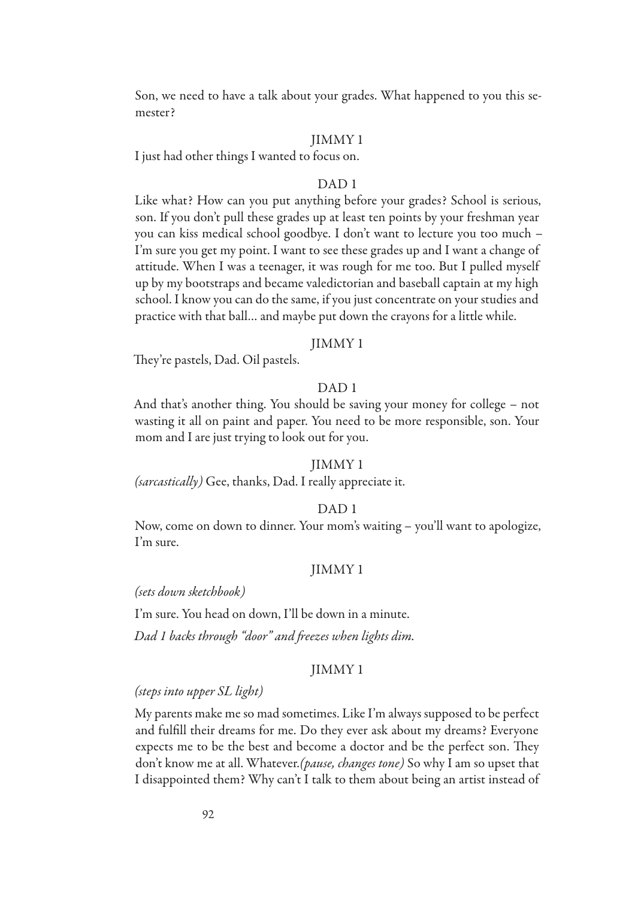Son, we need to have a talk about your grades. What happened to you this semester?

JIMMY 1

I just had other things I wanted to focus on.

DAD 1

Like what? How can you put anything before your grades? School is serious, son. If you don't pull these grades up at least ten points by your freshman year you can kiss medical school goodbye. I don't want to lecture you too much – I'm sure you get my point. I want to see these grades up and I want a change of attitude. When I was a teenager, it was rough for me too. But I pulled myself up by my bootstraps and became valedictorian and baseball captain at my high school. I know you can do the same, if you just concentrate on your studies and practice with that ball... and maybe put down the crayons for a little while.

JIMMY 1

They're pastels, Dad. Oil pastels.

DAD 1

And that's another thing. You should be saving your money for college – not wasting it all on paint and paper. You need to be more responsible, son. Your mom and I are just trying to look out for you.

JIMMY 1

*(sarcastically)* Gee, thanks, Dad. I really appreciate it.

DAD 1

Now, come on down to dinner. Your mom's waiting – you'll want to apologize, I'm sure.

JIMMY 1

*(sets down sketchbook)*

I'm sure. You head on down, I'll be down in a minute.

*Dad 1 backs through "door" and freezes when lights dim.*

JIMMY 1

*(steps into upper SL light)*

My parents make me so mad sometimes. Like I'm always supposed to be perfect and fulfill their dreams for me. Do they ever ask about my dreams? Everyone expects me to be the best and become a doctor and be the perfect son. They don't know me at all. Whatever.*(pause, changes tone)* So why I am so upset that I disappointed them? Why can't I talk to them about being an artist instead of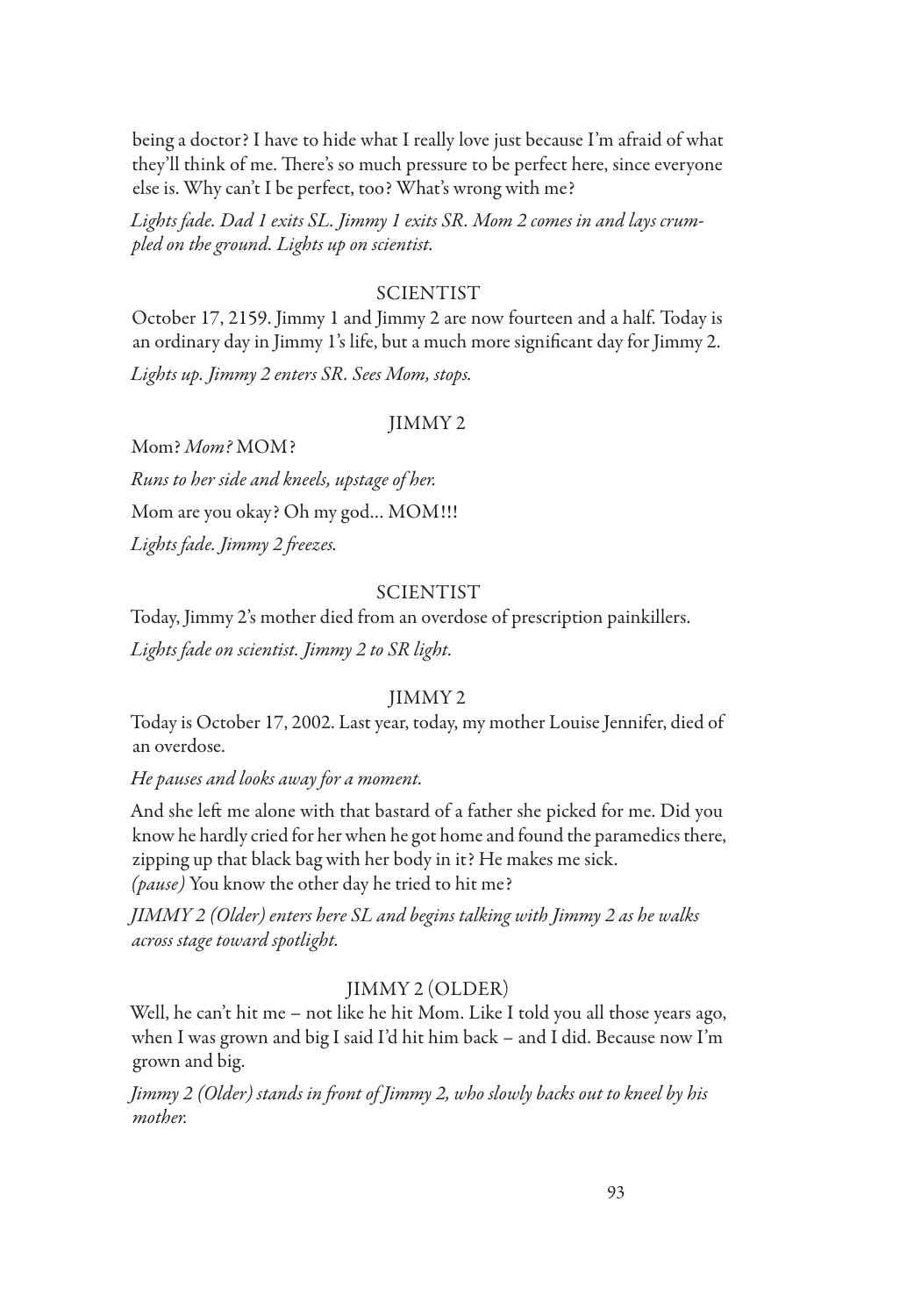being a doctor? I have to hide what I really love just because I'm afraid of what they'll think of me. There's so much pressure to be perfect here, since everyone else is. Why can't I be perfect, too? What's wrong with me?

*Lights fade. Dad 1 exits SL. Jimmy 1 exits SR. Mom 2 comes in and lays crumpled on the ground. Lights up on scientist.*

SCIENTIST

October 17, 2159. Jimmy 1 and Jimmy 2 are now fourteen and a half. Today is an ordinary day in Jimmy 1's life, but a much more significant day for Jimmy 2.

*Lights up. Jimmy 2 enters SR. Sees Mom, stops.*

JIMMY 2

Mom? *Mom?* MOM?

*Runs to her side and kneels, upstage of her.*

Mom are you okay? Oh my god... MOM!!!

*Lights fade. Jimmy 2 freezes.*

SCIENTIST

Today, Jimmy 2's mother died from an overdose of prescription painkillers.

*Lights fade on scientist. Jimmy 2 to SR light.*

JIMMY 2

Today is October 17, 2002. Last year, today, my mother Louise Jennifer, died of an overdose.

*He pauses and looks away for a moment.*

And she left me alone with that bastard of a father she picked for me. Did you know he hardly cried for her when he got home and found the paramedics there, zipping up that black bag with her body in it? He makes me sick. *(pause)* You know the other day he tried to hit me?

*JIMMY 2 (Older) enters here SL and begins talking with Jimmy 2 as he walks across stage toward spotlight.*

JIMMY 2 (OLDER)

Well, he can't hit me – not like he hit Mom. Like I told you all those years ago, when I was grown and big I said I'd hit him back – and I did. Because now I'm grown and big.

*Jimmy 2 (Older) stands in front of Jimmy 2, who slowly backs out to kneel by his mother.*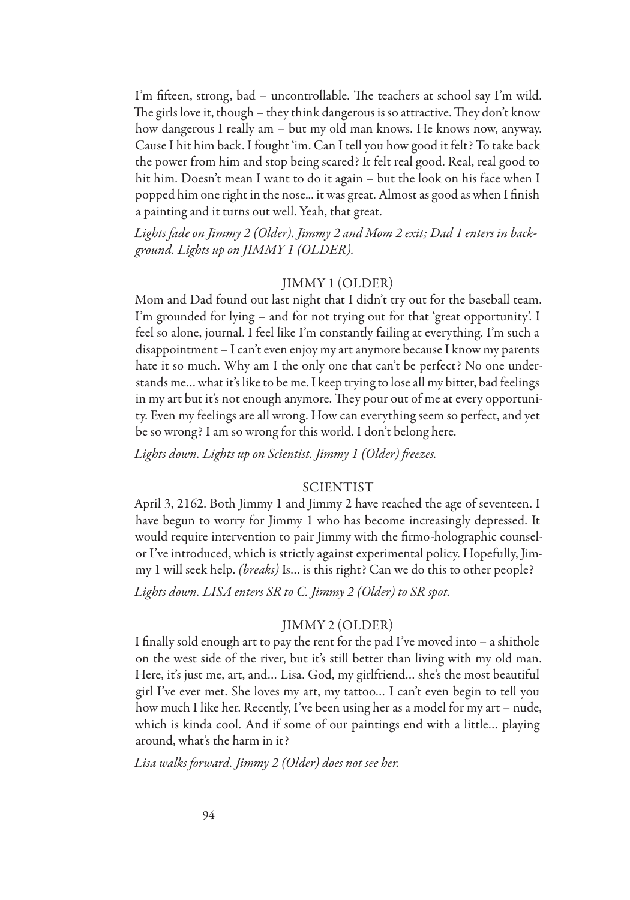I'm fifteen, strong, bad – uncontrollable. The teachers at school say I'm wild. The girls love it, though – they think dangerous is so attractive. They don't know how dangerous I really am – but my old man knows. He knows now, anyway. Cause I hit him back. I fought 'im. Can I tell you how good it felt? To take back the power from him and stop being scared? It felt real good. Real, real good to hit him. Doesn't mean I want to do it again – but the look on his face when I popped him one right in the nose... it was great. Almost as good as when I finish a painting and it turns out well. Yeah, that great.

*Lights fade on Jimmy 2 (Older). Jimmy 2 and Mom 2 exit; Dad 1 enters in background. Lights up on JIMMY 1 (OLDER).*

JIMMY 1 (OLDER)

Mom and Dad found out last night that I didn't try out for the baseball team. I'm grounded for lying – and for not trying out for that 'great opportunity'. I feel so alone, journal. I feel like I'm constantly failing at everything. I'm such a disappointment – I can't even enjoy my art anymore because I know my parents hate it so much. Why am I the only one that can't be perfect? No one understands me... what it's like to be me. I keep trying to lose all my bitter, bad feelings in my art but it's not enough anymore. They pour out of me at every opportunity. Even my feelings are all wrong. How can everything seem so perfect, and yet be so wrong? I am so wrong for this world. I don't belong here.

*Lights down. Lights up on Scientist. Jimmy 1 (Older) freezes.*

SCIENTIST

April 3, 2162. Both Jimmy 1 and Jimmy 2 have reached the age of seventeen. I have begun to worry for Jimmy 1 who has become increasingly depressed. It would require intervention to pair Jimmy with the firmo-holographic counselor I've introduced, which is strictly against experimental policy. Hopefully, Jimmy 1 will seek help. *(breaks)* Is... is this right? Can we do this to other people?

*Lights down. LISA enters SR to C. Jimmy 2 (Older) to SR spot.*

JIMMY 2 (OLDER)

I finally sold enough art to pay the rent for the pad I've moved into – a shithole on the west side of the river, but it's still better than living with my old man. Here, it's just me, art, and... Lisa. God, my girlfriend... she's the most beautiful girl I've ever met. She loves my art, my tattoo... I can't even begin to tell you how much I like her. Recently, I've been using her as a model for my art – nude, which is kinda cool. And if some of our paintings end with a little... playing around, what's the harm in it?

*Lisa walks forward. Jimmy 2 (Older) does not see her.*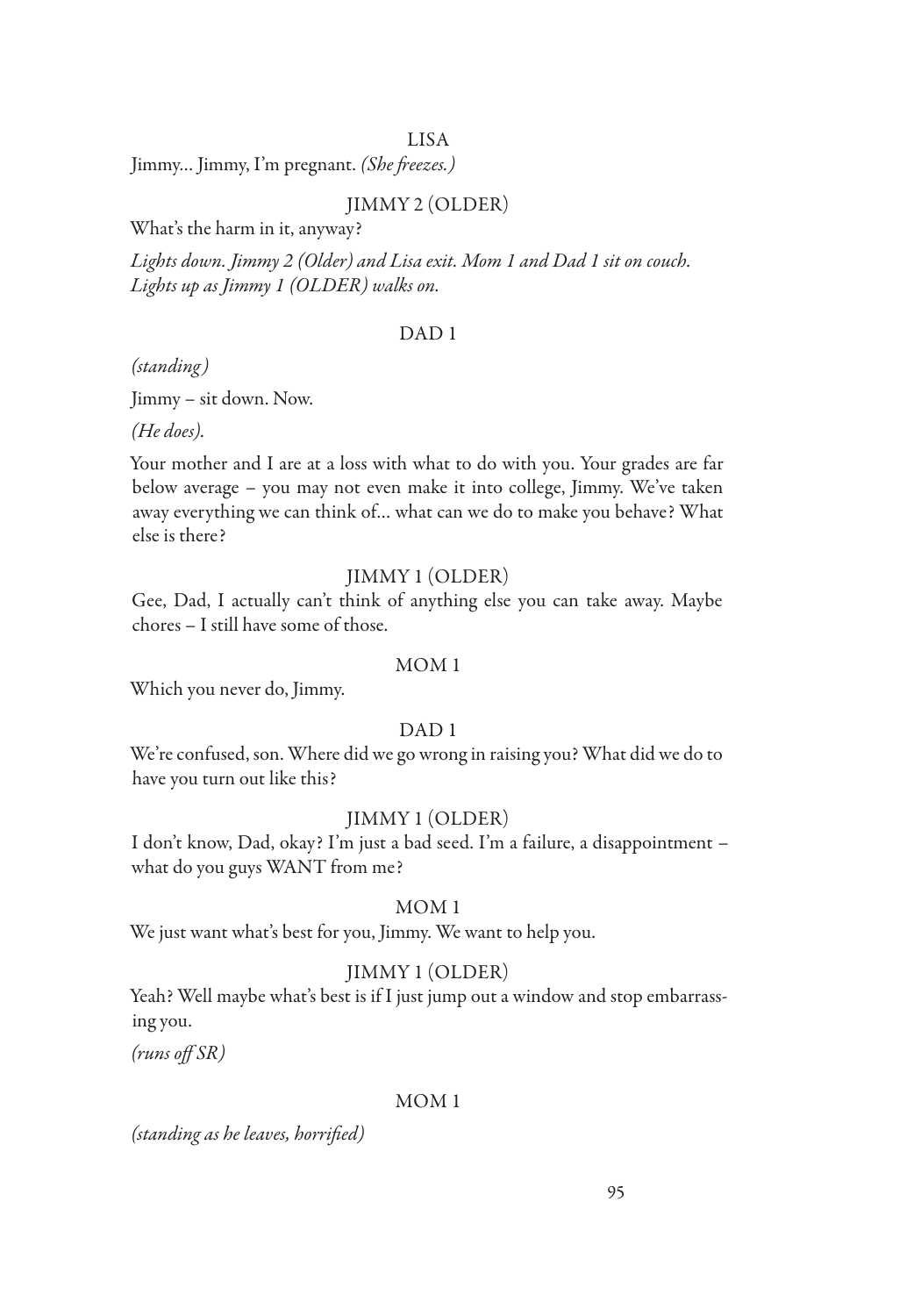LISA

Jimmy… Jimmy, I'm pregnant. *(She freezes.)*

JIMMY 2 (OLDER)

What's the harm in it, anyway?

*Lights down. Jimmy 2 (Older) and Lisa exit. Mom 1 and Dad 1 sit on couch. Lights up as Jimmy 1 (OLDER) walks on.*

DAD 1

*(standing)*

Jimmy – sit down. Now.

*(He does).*

Your mother and I are at a loss with what to do with you. Your grades are far below average – you may not even make it into college, Jimmy. We've taken away everything we can think of… what can we do to make you behave? What else is there?

JIMMY 1 (OLDER)

Gee, Dad, I actually can't think of anything else you can take away. Maybe chores – I still have some of those.

MOM 1

Which you never do, Jimmy.

DAD 1

We're confused, son. Where did we go wrong in raising you? What did we do to have you turn out like this?

JIMMY 1 (OLDER)

I don't know, Dad, okay? I'm just a bad seed. I'm a failure, a disappointment – what do you guys WANT from me?

MOM 1

We just want what's best for you, Jimmy. We want to help you.

JIMMY 1 (OLDER)

Yeah? Well maybe what's best is if I just jump out a window and stop embarrassing you.

*(runs off SR)*

MOM 1

*(standing as he leaves, horrified)*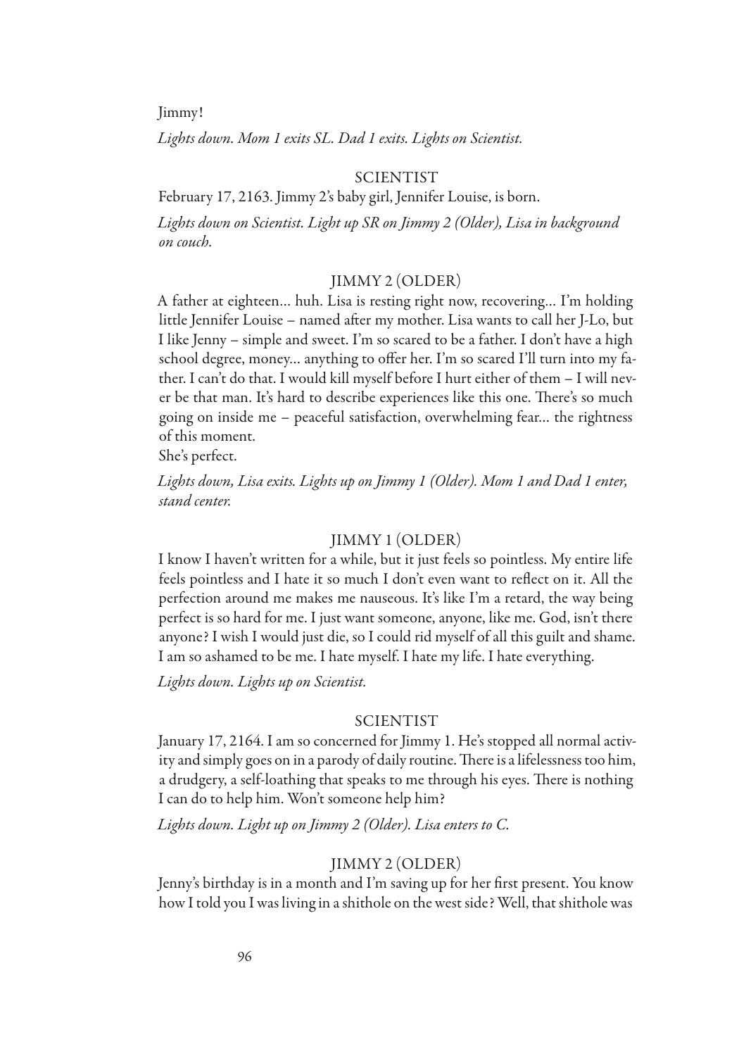Jimmy!

*Lights down. Mom 1 exits SL. Dad 1 exits. Lights on Scientist.*

SCIENTIST

February 17, 2163. Jimmy 2's baby girl, Jennifer Louise, is born.

*Lights down on Scientist. Light up SR on Jimmy 2 (Older), Lisa in background on couch.*

JIMMY 2 (OLDER)

A father at eighteen… huh. Lisa is resting right now, recovering… I'm holding little Jennifer Louise – named after my mother. Lisa wants to call her J-Lo, but I like Jenny – simple and sweet. I'm so scared to be a father. I don't have a high school degree, money… anything to offer her. I'm so scared I'll turn into my father. I can't do that. I would kill myself before I hurt either of them – I will never be that man. It's hard to describe experiences like this one. There's so much going on inside me – peaceful satisfaction, overwhelming fear… the rightness of this moment.
She's perfect.

*Lights down, Lisa exits. Lights up on Jimmy 1 (Older). Mom 1 and Dad 1 enter, stand center.*

JIMMY 1 (OLDER)

I know I haven't written for a while, but it just feels so pointless. My entire life feels pointless and I hate it so much I don't even want to reflect on it. All the perfection around me makes me nauseous. It's like I'm a retard, the way being perfect is so hard for me. I just want someone, anyone, like me. God, isn't there anyone? I wish I would just die, so I could rid myself of all this guilt and shame. I am so ashamed to be me. I hate myself. I hate my life. I hate everything.

*Lights down. Lights up on Scientist.*

SCIENTIST

January 17, 2164. I am so concerned for Jimmy 1. He's stopped all normal activity and simply goes on in a parody of daily routine. There is a lifelessness too him, a drudgery, a self-loathing that speaks to me through his eyes. There is nothing I can do to help him. Won't someone help him?

*Lights down. Light up on Jimmy 2 (Older). Lisa enters to C.*

JIMMY 2 (OLDER)

Jenny's birthday is in a month and I'm saving up for her first present. You know how I told you I was living in a shithole on the west side? Well, that shithole was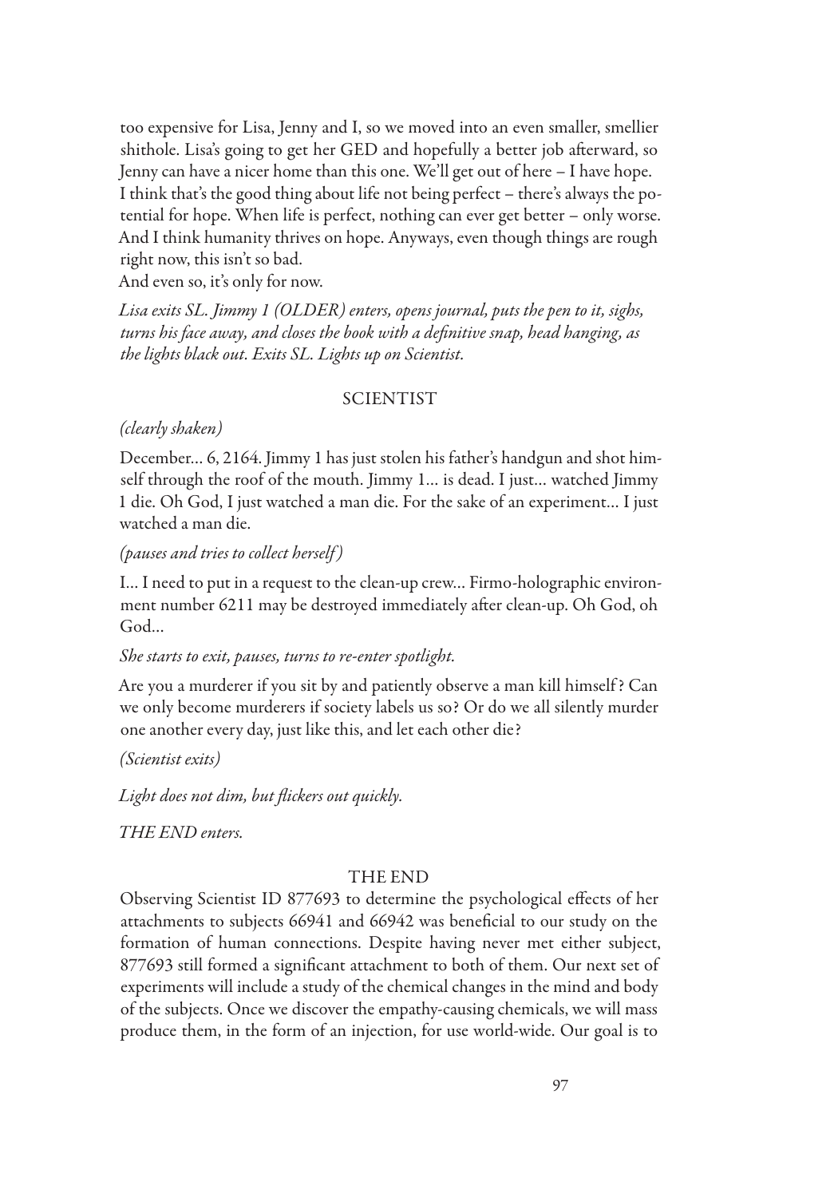too expensive for Lisa, Jenny and I, so we moved into an even smaller, smellier shithole. Lisa's going to get her GED and hopefully a better job afterward, so Jenny can have a nicer home than this one. We'll get out of here – I have hope. I think that's the good thing about life not being perfect – there's always the potential for hope. When life is perfect, nothing can ever get better – only worse. And I think humanity thrives on hope. Anyways, even though things are rough right now, this isn't so bad.

And even so, it's only for now.

*Lisa exits SL. Jimmy 1 (OLDER) enters, opens journal, puts the pen to it, sighs, turns his face away, and closes the book with a definitive snap, head hanging, as the lights black out. Exits SL. Lights up on Scientist.*

SCIENTIST

*(clearly shaken)*

December... 6, 2164. Jimmy 1 has just stolen his father's handgun and shot himself through the roof of the mouth. Jimmy 1... is dead. I just... watched Jimmy 1 die. Oh God, I just watched a man die. For the sake of an experiment... I just watched a man die.

*(pauses and tries to collect herself)*

I... I need to put in a request to the clean-up crew... Firmo-holographic environment number 6211 may be destroyed immediately after clean-up. Oh God, oh God...

*She starts to exit, pauses, turns to re-enter spotlight.*

Are you a murderer if you sit by and patiently observe a man kill himself? Can we only become murderers if society labels us so? Or do we all silently murder one another every day, just like this, and let each other die?

*(Scientist exits)*

*Light does not dim, but flickers out quickly.*

*THE END enters.*

THE END

Observing Scientist ID 877693 to determine the psychological effects of her attachments to subjects 66941 and 66942 was beneficial to our study on the formation of human connections. Despite having never met either subject, 877693 still formed a significant attachment to both of them. Our next set of experiments will include a study of the chemical changes in the mind and body of the subjects. Once we discover the empathy-causing chemicals, we will mass produce them, in the form of an injection, for use world-wide. Our goal is to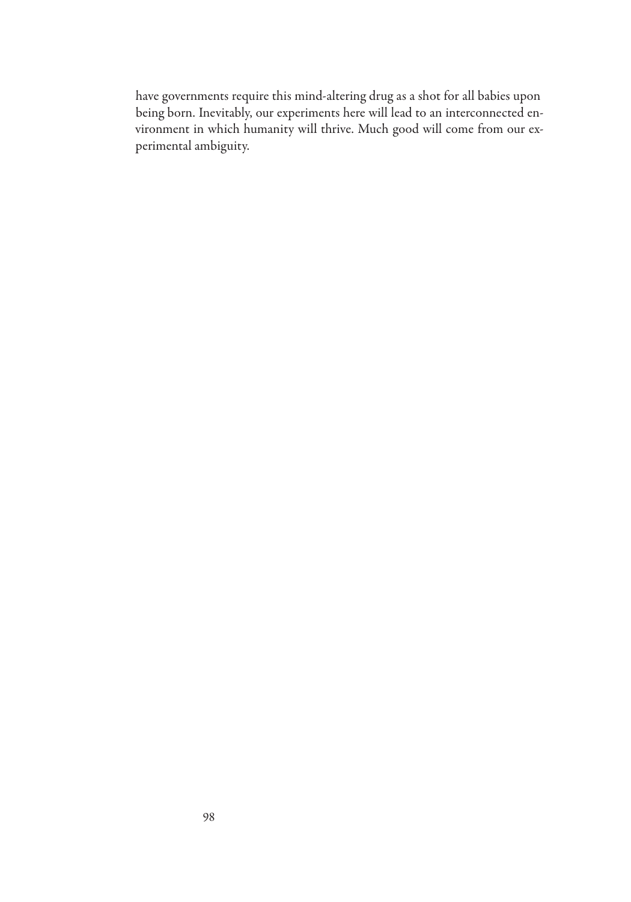have governments require this mind-altering drug as a shot for all babies upon being born. Inevitably, our experiments here will lead to an interconnected environment in which humanity will thrive. Much good will come from our experimental ambiguity.